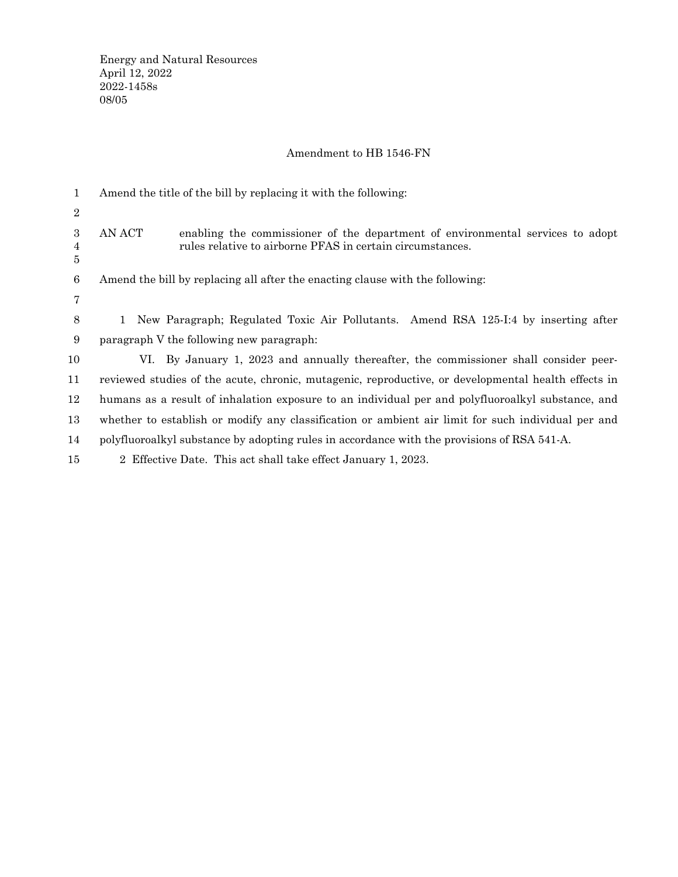Energy and Natural Resources
April 12, 2022
2022-1458s
08/05

# Amendment to HB 1546-FN

Amend the title of the bill by replacing it with the following:

AN ACT enabling the commissioner of the department of environmental services to adopt rules relative to airborne PFAS in certain circumstances.

Amend the bill by replacing all after the enacting clause with the following:

1 New Paragraph; Regulated Toxic Air Pollutants. Amend RSA 125-I:4 by inserting after paragraph V the following new paragraph:

VI. By January 1, 2023 and annually thereafter, the commissioner shall consider peer-reviewed studies of the acute, chronic, mutagenic, reproductive, or developmental health effects in humans as a result of inhalation exposure to an individual per and polyfluoroalkyl substance, and whether to establish or modify any classification or ambient air limit for such individual per and polyfluoroalkyl substance by adopting rules in accordance with the provisions of RSA 541-A.

2 Effective Date. This act shall take effect January 1, 2023.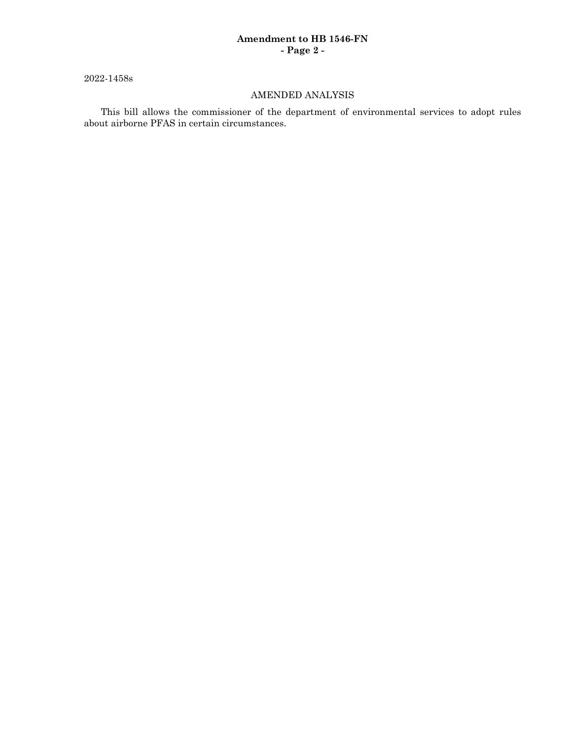2022-1458s

## AMENDED ANALYSIS

This bill allows the commissioner of the department of environmental services to adopt rules about airborne PFAS in certain circumstances.